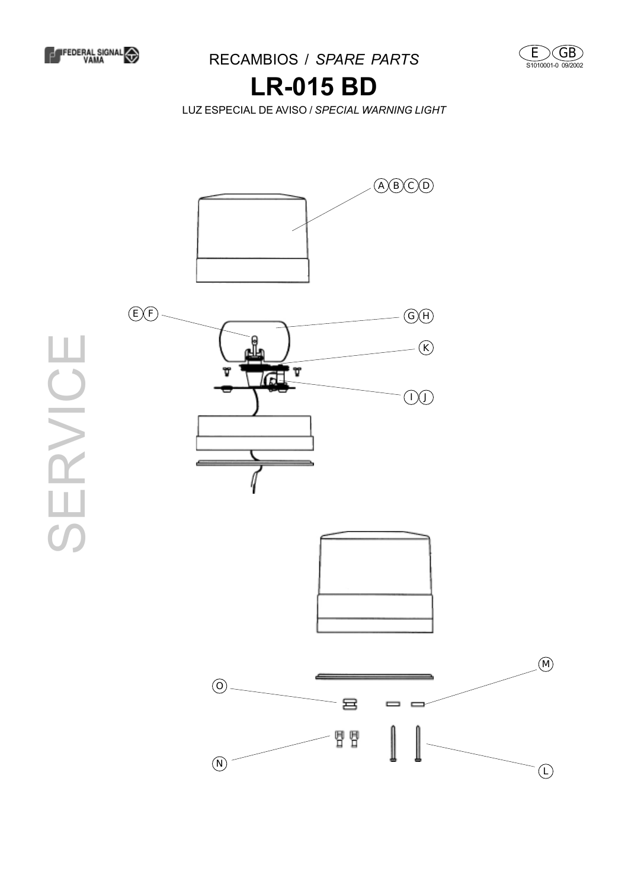RECAMBIOS / *SPARE PARTS*

# LR-015 BD

LUZ ESPECIAL DE AVISO / *SPECIAL WARNING LIGHT*

S1010001-0 09/2002

SERVICE

A B C D

E F

G H

K

I J

M

O

N

L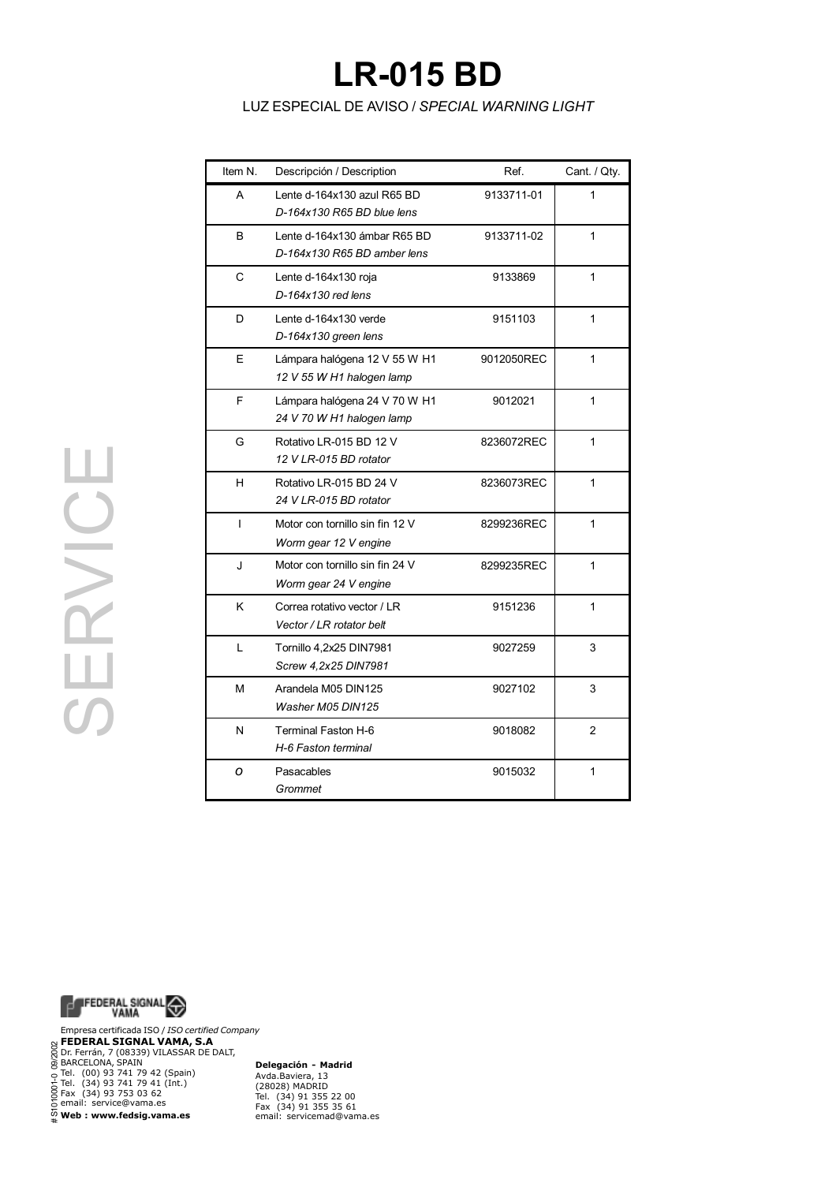# LR-015 BD

LUZ ESPECIAL DE AVISO / *SPECIAL WARNING LIGHT*

| Item N. | Descripción / Description | Ref. | Cant. / Qty. |
|---|---|---|---|
| A | Lente d-164x130 azul R65 BD<br>*D-164x130 R65 BD blue lens* | 9133711-01 | 1 |
| B | Lente d-164x130 ámbar R65 BD<br>*D-164x130 R65 BD amber lens* | 9133711-02 | 1 |
| C | Lente d-164x130 roja<br>*D-164x130 red lens* | 9133869 | 1 |
| D | Lente d-164x130 verde<br>*D-164x130 green lens* | 9151103 | 1 |
| E | Lámpara halógena 12 V 55 W H1<br>*12 V 55 W H1 halogen lamp* | 9012050REC | 1 |
| F | Lámpara halógena 24 V 70 W H1<br>*24 V 70 W H1 halogen lamp* | 9012021 | 1 |
| G | Rotativo LR-015 BD 12 V<br>*12 V LR-015 BD rotator* | 8236072REC | 1 |
| H | Rotativo LR-015 BD 24 V<br>*24 V LR-015 BD rotator* | 8236073REC | 1 |
| I | Motor con tornillo sin fin 12 V<br>*Worm gear 12 V engine* | 8299236REC | 1 |
| J | Motor con tornillo sin fin 24 V<br>*Worm gear 24 V engine* | 8299235REC | 1 |
| K | Correa rotativo vector / LR<br>*Vector / LR rotator belt* | 9151236 | 1 |
| L | Tornillo 4,2x25 DIN7981<br>*Screw 4,2x25 DIN7981* | 9027259 | 3 |
| M | Arandela M05 DIN125<br>*Washer M05 DIN125* | 9027102 | 3 |
| N | Terminal Faston H-6<br>*H-6 Faston terminal* | 9018082 | 2 |
| *O* | Pasacables<br>*Grommet* | 9015032 | 1 |

SERVICE

FEDERAL SIGNAL VAMA

Empresa certificada ISO / *ISO certified Company*
**FEDERAL SIGNAL VAMA, S.A**
Dr. Ferrán, 7 (08339) VILASSAR DE DALT,
BARCELONA, SPAIN
Tel. (00) 93 741 79 42 (Spain)
Tel. (34) 93 741 79 41 (Int.)
Fax (34) 93 753 03 62
email: service@vama.es
**Web : www.fedsig.vama.es**

**Delegación - Madrid**
Avda.Baviera, 13
(28028) MADRID
Tel. (34) 91 355 22 00
Fax (34) 91 355 35 61
email: servicemad@vama.es

# S1010001-0 09/2002